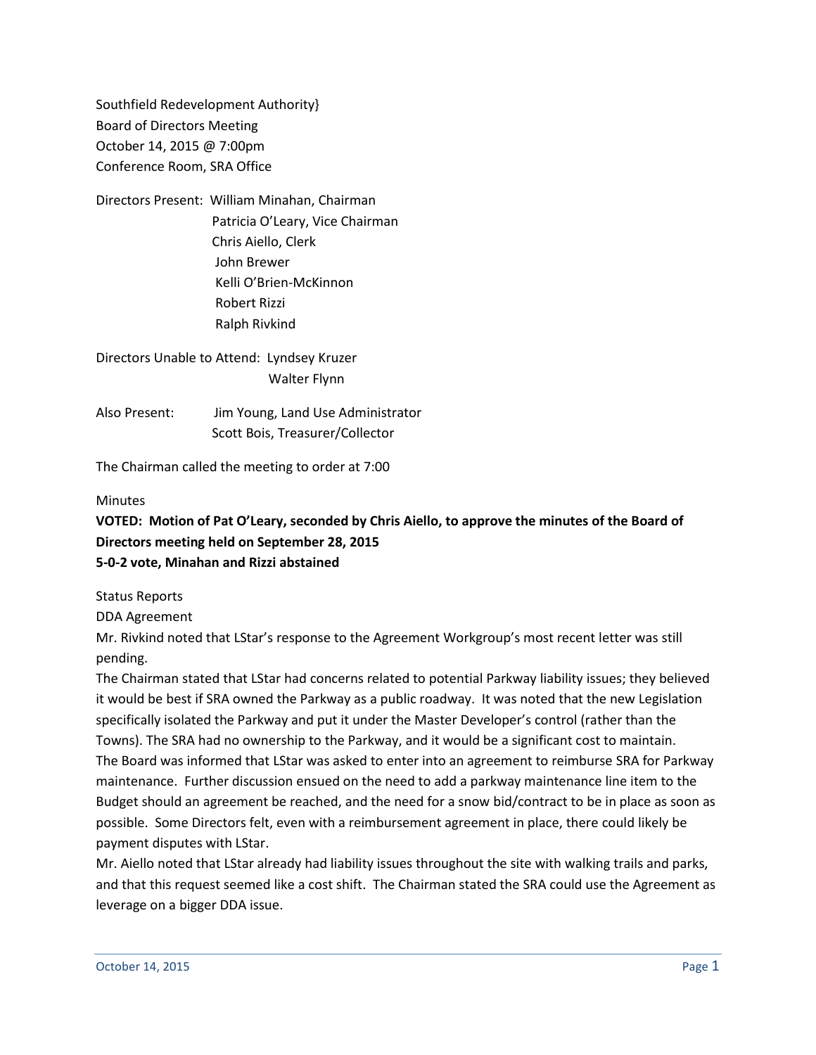Southfield Redevelopment Authority}
Board of Directors Meeting
October 14, 2015 @ 7:00pm
Conference Room, SRA Office

Directors Present: William Minahan, Chairman
Patricia O'Leary, Vice Chairman
Chris Aiello, Clerk
John Brewer
Kelli O'Brien-McKinnon
Robert Rizzi
Ralph Rivkind

Directors Unable to Attend: Lyndsey Kruzer
Walter Flynn

Also Present: Jim Young, Land Use Administrator
Scott Bois, Treasurer/Collector

The Chairman called the meeting to order at 7:00

Minutes

**VOTED: Motion of Pat O'Leary, seconded by Chris Aiello, to approve the minutes of the Board of Directors meeting held on September 28, 2015**
**5-0-2 vote, Minahan and Rizzi abstained**

Status Reports

DDA Agreement

Mr. Rivkind noted that LStar's response to the Agreement Workgroup's most recent letter was still pending.

The Chairman stated that LStar had concerns related to potential Parkway liability issues; they believed it would be best if SRA owned the Parkway as a public roadway. It was noted that the new Legislation specifically isolated the Parkway and put it under the Master Developer's control (rather than the Towns). The SRA had no ownership to the Parkway, and it would be a significant cost to maintain.

The Board was informed that LStar was asked to enter into an agreement to reimburse SRA for Parkway maintenance. Further discussion ensued on the need to add a parkway maintenance line item to the Budget should an agreement be reached, and the need for a snow bid/contract to be in place as soon as possible. Some Directors felt, even with a reimbursement agreement in place, there could likely be payment disputes with LStar.

Mr. Aiello noted that LStar already had liability issues throughout the site with walking trails and parks, and that this request seemed like a cost shift. The Chairman stated the SRA could use the Agreement as leverage on a bigger DDA issue.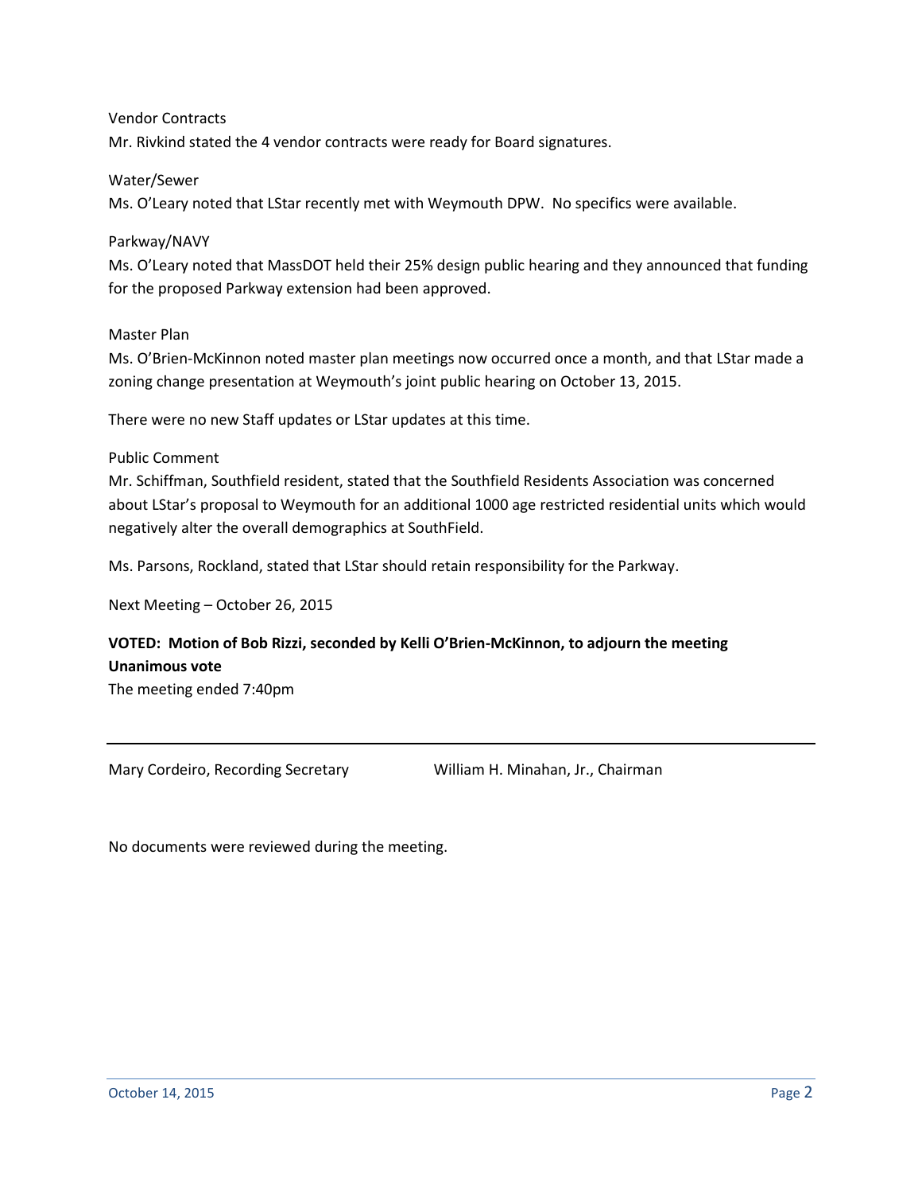Vendor Contracts

Mr. Rivkind stated the 4 vendor contracts were ready for Board signatures.

Water/Sewer

Ms. O'Leary noted that LStar recently met with Weymouth DPW. No specifics were available.

Parkway/NAVY

Ms. O'Leary noted that MassDOT held their 25% design public hearing and they announced that funding for the proposed Parkway extension had been approved.

Master Plan

Ms. O'Brien-McKinnon noted master plan meetings now occurred once a month, and that LStar made a zoning change presentation at Weymouth's joint public hearing on October 13, 2015.

There were no new Staff updates or LStar updates at this time.

Public Comment

Mr. Schiffman, Southfield resident, stated that the Southfield Residents Association was concerned about LStar's proposal to Weymouth for an additional 1000 age restricted residential units which would negatively alter the overall demographics at SouthField.

Ms. Parsons, Rockland, stated that LStar should retain responsibility for the Parkway.

Next Meeting – October 26, 2015

**VOTED: Motion of Bob Rizzi, seconded by Kelli O'Brien-McKinnon, to adjourn the meeting**
**Unanimous vote**

The meeting ended 7:40pm

---

Mary Cordeiro, Recording Secretary William H. Minahan, Jr., Chairman

No documents were reviewed during the meeting.